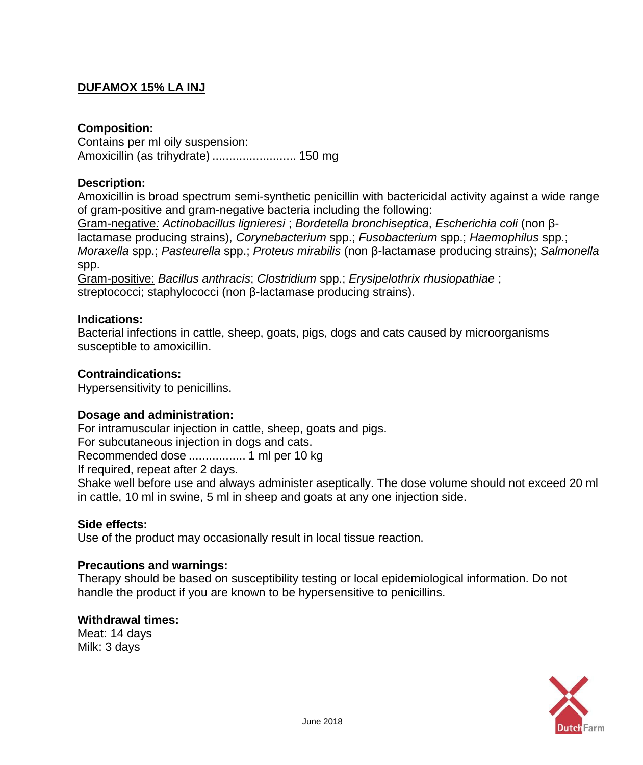# DUFAMOX 15% LA INJ

**Composition:**

Contains per ml oily suspension:

Amoxicillin (as trihydrate) ......................... 150 mg

**Description:**

Amoxicillin is broad spectrum semi-synthetic penicillin with bactericidal activity against a wide range of gram-positive and gram-negative bacteria including the following:

Gram-negative*:* *Actinobacillus lignieresi* ; *Bordetella bronchiseptica*, *Escherichia coli* (non β-lactamase producing strains), *Corynebacterium* spp.; *Fusobacterium* spp.; *Haemophilus* spp.; *Moraxella* spp.; *Pasteurella* spp.; *Proteus mirabilis* (non β-lactamase producing strains); *Salmonella* spp.

Gram-positive: *Bacillus anthracis*; *Clostridium* spp.; *Erysipelothrix rhusiopathiae* ; streptococci; staphylococci (non β-lactamase producing strains).

**Indications:**

Bacterial infections in cattle, sheep, goats, pigs, dogs and cats caused by microorganisms susceptible to amoxicillin.

**Contraindications:**

Hypersensitivity to penicillins.

**Dosage and administration:**

For intramuscular injection in cattle, sheep, goats and pigs.

For subcutaneous injection in dogs and cats.

Recommended dose ................. 1 ml per 10 kg

If required, repeat after 2 days.

Shake well before use and always administer aseptically. The dose volume should not exceed 20 ml in cattle, 10 ml in swine, 5 ml in sheep and goats at any one injection side.

**Side effects:**

Use of the product may occasionally result in local tissue reaction.

**Precautions and warnings:**

Therapy should be based on susceptibility testing or local epidemiological information. Do not handle the product if you are known to be hypersensitive to penicillins.

**Withdrawal times:**

Meat: 14 days

Milk: 3 days

June 2018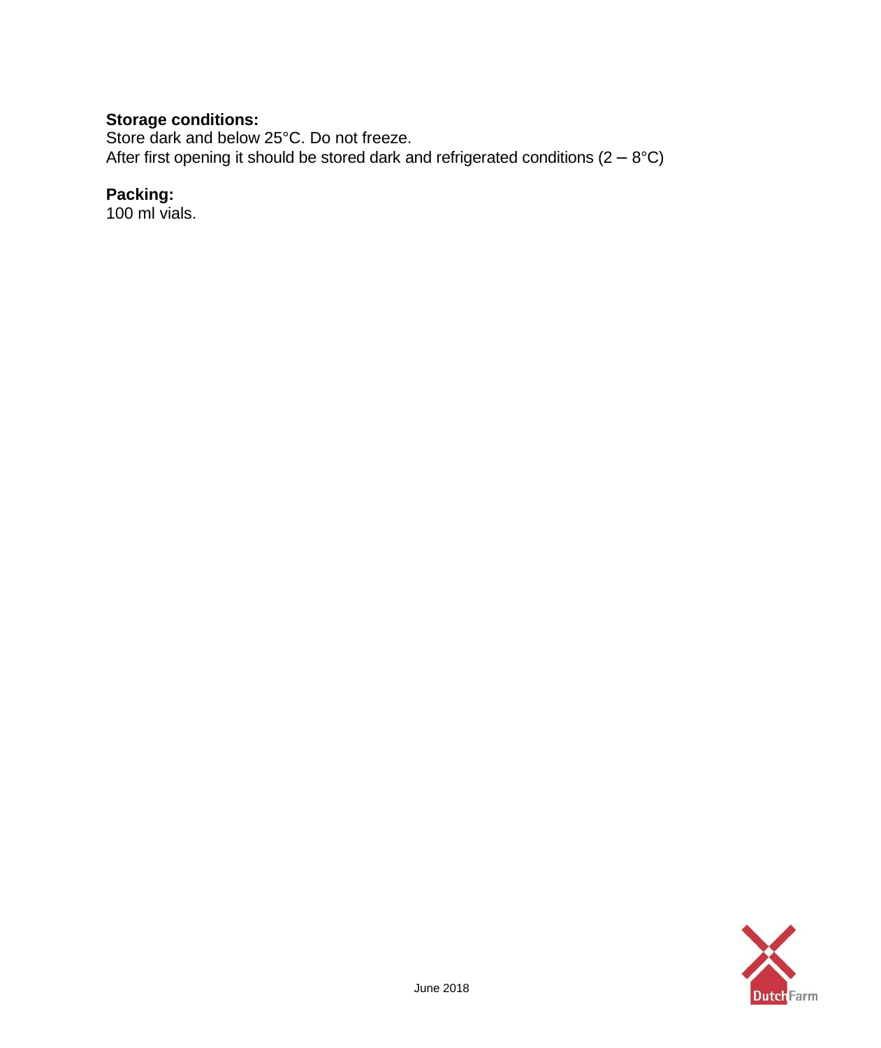**Storage conditions:**
Store dark and below 25°C. Do not freeze.
After first opening it should be stored dark and refrigerated conditions (2 – 8°C)

**Packing:**
100 ml vials.

June 2018